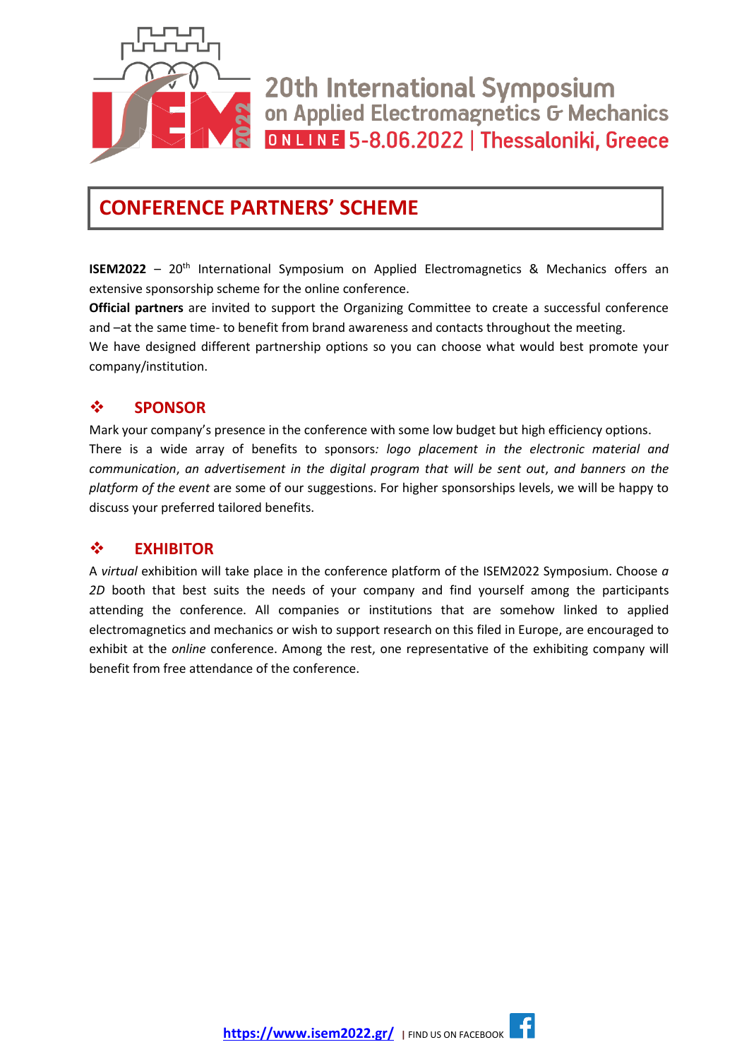20th International Symposium on Applied Electromagnetics & Mechanics

ONLINE 5-8.06.2022 | Thessaloniki, Greece

# CONFERENCE PARTNERS' SCHEME

**ISEM2022** – 20th International Symposium on Applied Electromagnetics & Mechanics offers an extensive sponsorship scheme for the online conference.

**Official partners** are invited to support the Organizing Committee to create a successful conference and –at the same time- to benefit from brand awareness and contacts throughout the meeting.

We have designed different partnership options so you can choose what would best promote your company/institution.

## ❖ SPONSOR

Mark your company's presence in the conference with some low budget but high efficiency options.

There is a wide array of benefits to sponsors*: logo placement in the electronic material and communication*, *an advertisement in the digital program that will be sent out*, *and banners on the platform of the event* are some of our suggestions. For higher sponsorships levels, we will be happy to discuss your preferred tailored benefits.

## ❖ EXHIBITOR

A *virtual* exhibition will take place in the conference platform of the ISEM2022 Symposium. Choose *a 2D* booth that best suits the needs of your company and find yourself among the participants attending the conference. All companies or institutions that are somehow linked to applied electromagnetics and mechanics or wish to support research on this filed in Europe, are encouraged to exhibit at the *online* conference. Among the rest, one representative of the exhibiting company will benefit from free attendance of the conference.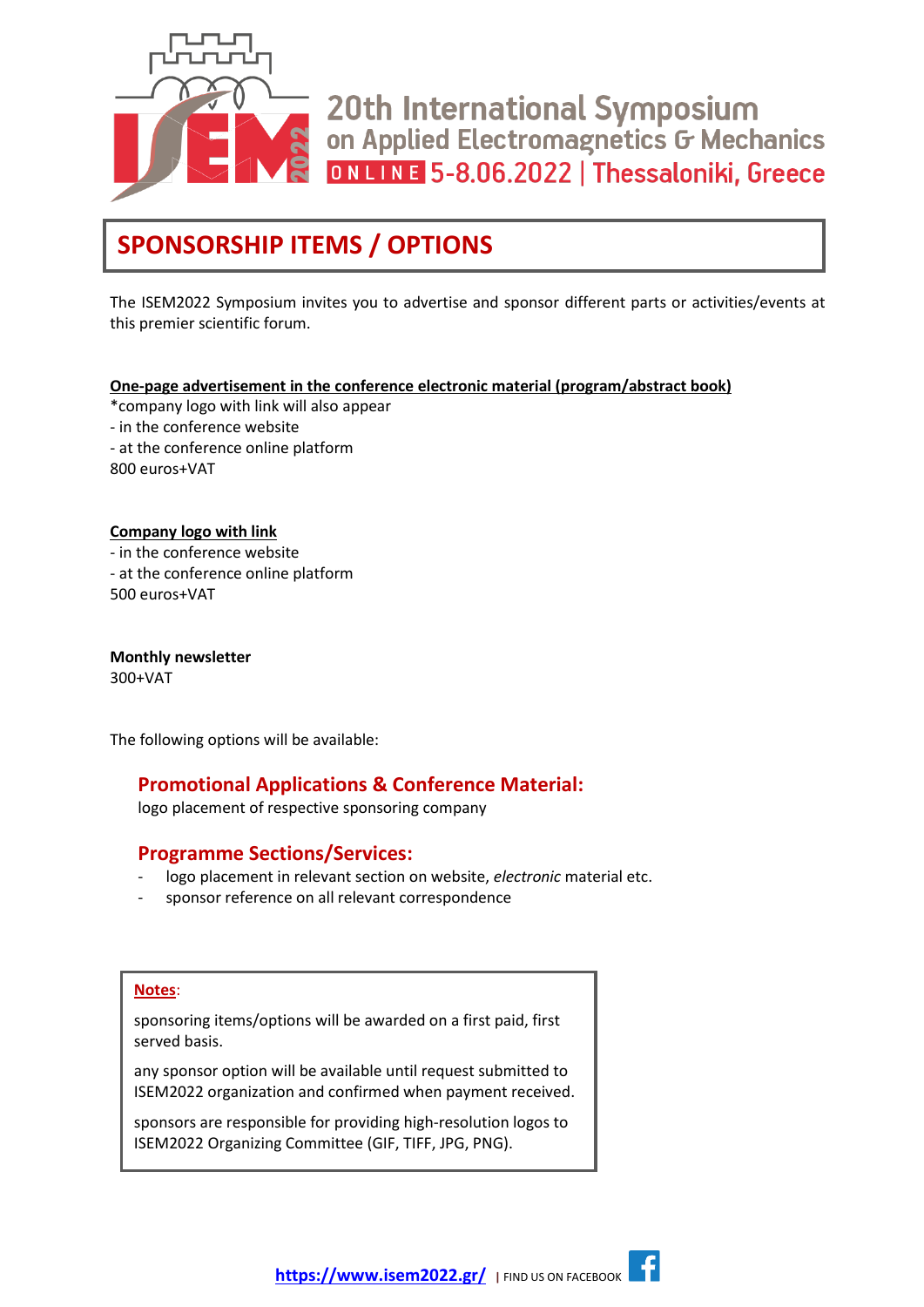# 20th International Symposium on Applied Electromagnetics & Mechanics

ONLINE 5-8.06.2022 | Thessaloniki, Greece

## SPONSORSHIP ITEMS / OPTIONS

The ISEM2022 Symposium invites you to advertise and sponsor different parts or activities/events at this premier scientific forum.

**One-page advertisement in the conference electronic material (program/abstract book)**
*company logo with link will also appear
- in the conference website
- at the conference online platform
800 euros+VAT

**Company logo with link**
- in the conference website
- at the conference online platform
500 euros+VAT

**Monthly newsletter**
300+VAT

The following options will be available:

### Promotional Applications & Conference Material:

logo placement of respective sponsoring company

### Programme Sections/Services:

- logo placement in relevant section on website, *electronic* material etc.
- sponsor reference on all relevant correspondence

**Notes**:

sponsoring items/options will be awarded on a first paid, first served basis.

any sponsor option will be available until request submitted to ISEM2022 organization and confirmed when payment received.

sponsors are responsible for providing high-resolution logos to ISEM2022 Organizing Committee (GIF, TIFF, JPG, PNG).

https://www.isem2022.gr/ | FIND US ON FACEBOOK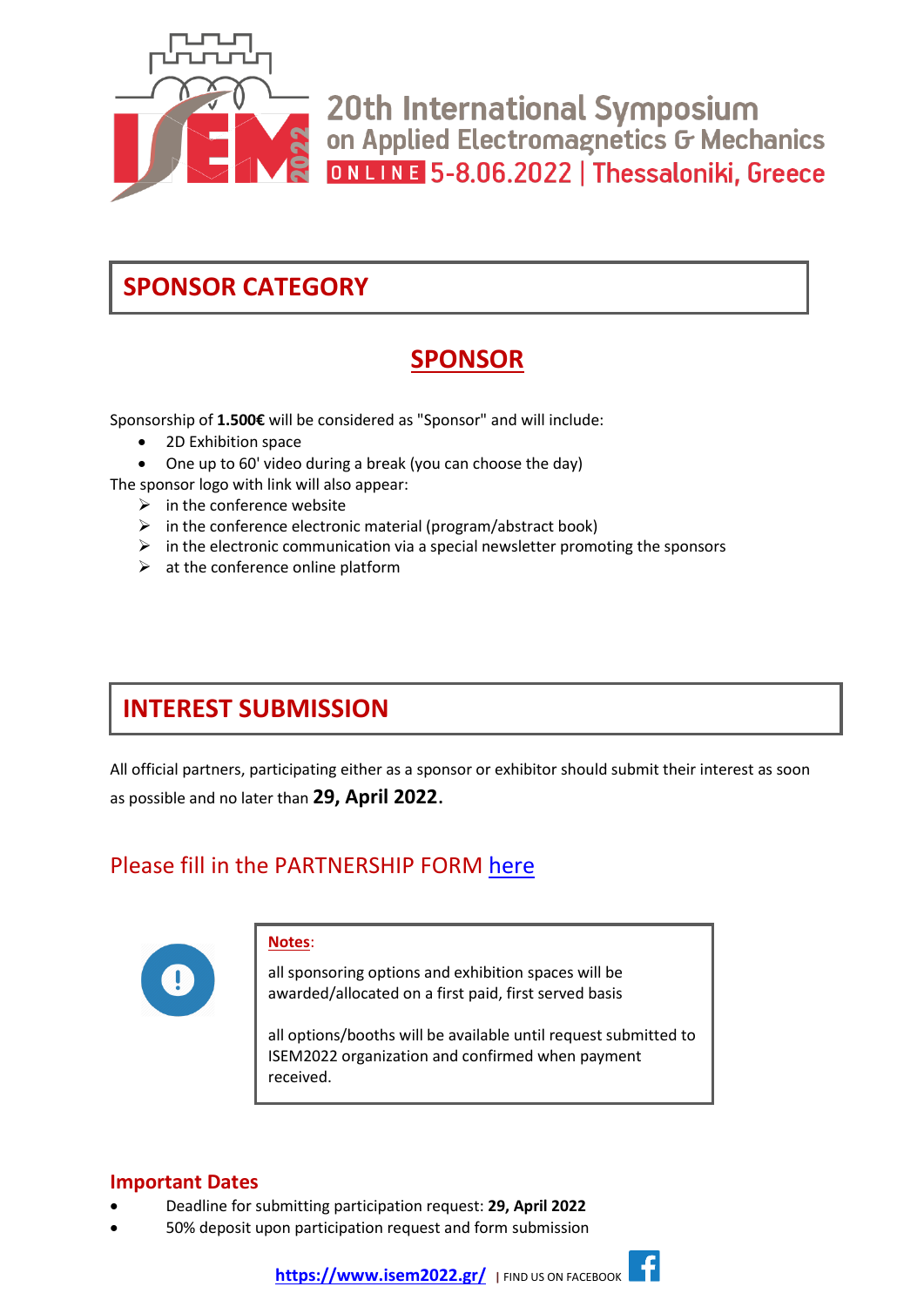20th International Symposium on Applied Electromagnetics & Mechanics

ONLINE 5-8.06.2022 | Thessaloniki, Greece

## SPONSOR CATEGORY

### SPONSOR

Sponsorship of **1.500€** will be considered as "Sponsor" and will include:

- 2D Exhibition space
- One up to 60' video during a break (you can choose the day)

The sponsor logo with link will also appear:

- in the conference website
- in the conference electronic material (program/abstract book)
- in the electronic communication via a special newsletter promoting the sponsors
- at the conference online platform

## INTEREST SUBMISSION

All official partners, participating either as a sponsor or exhibitor should submit their interest as soon as possible and no later than **29, April 2022.**

Please fill in the PARTNERSHIP FORM here

**Notes**:

all sponsoring options and exhibition spaces will be awarded/allocated on a first paid, first served basis

all options/booths will be available until request submitted to ISEM2022 organization and confirmed when payment received.

### Important Dates

- Deadline for submitting participation request: **29, April 2022**
- 50% deposit upon participation request and form submission

**https://www.isem2022.gr/** | FIND US ON FACEBOOK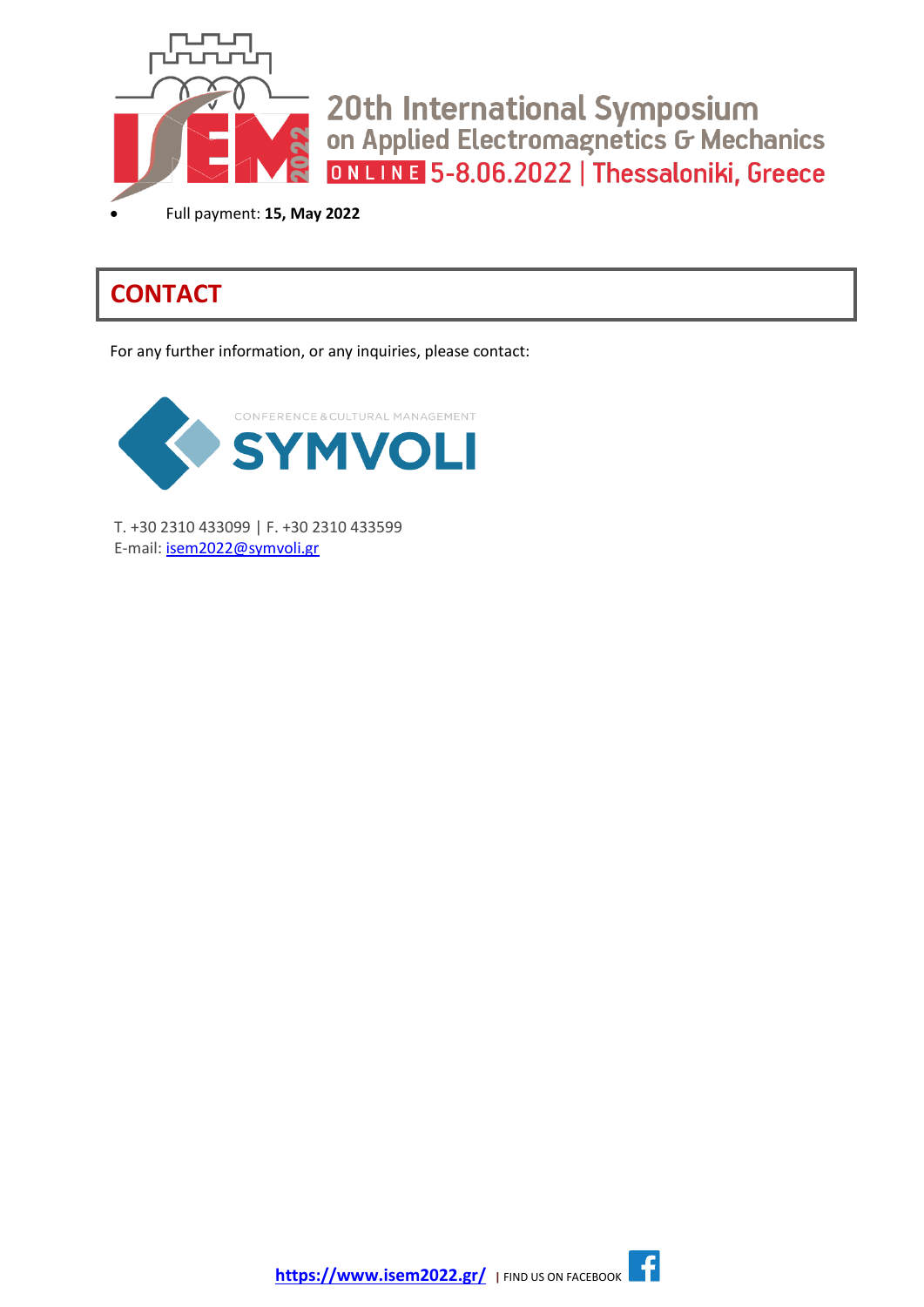- Full payment: **15, May 2022**

## CONTACT

For any further information, or any inquiries, please contact:

CONFERENCE & CULTURAL MANAGEMENT
SYMVOLI

T. +30 2310 433099 | F. +30 2310 433599
E-mail: isem2022@symvoli.gr